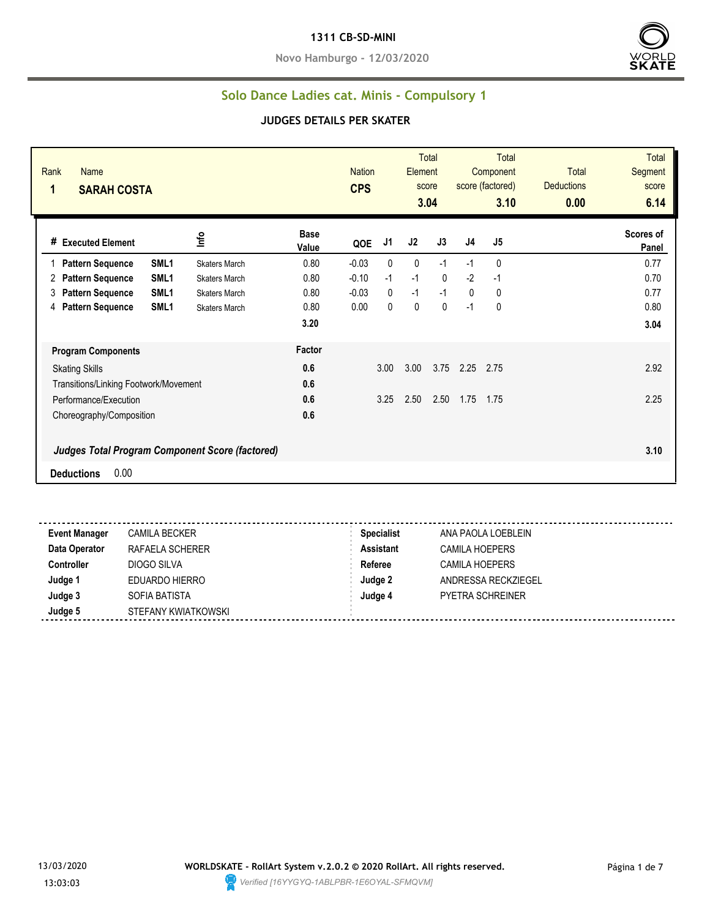# 1311 CB-SD-MINI

**Novo Hamburgo - 12/03/2020**

## Solo Dance Ladies cat. Minis - Compulsory 1

### JUDGES DETAILS PER SKATER

| Rank | Name | Nation | Total Element score | Total Component score (factored) | Total Deductions | Total Segment score |
|---|---|---|---|---|---|---|
| **1** | **SARAH COSTA** | **CPS** | **3.04** | **3.10** | **0.00** | **6.14** |

| # | Executed Element | | Info | Base Value | QOE | J1 | J2 | J3 | J4 | J5 | Scores of Panel |
|---|---|---|---|---|---|---|---|---|---|---|---|
| 1 | **Pattern Sequence** | **SML1** | Skaters March | 0.80 | -0.03 | 0 | 0 | -1 | -1 | 0 | 0.77 |
| 2 | **Pattern Sequence** | **SML1** | Skaters March | 0.80 | -0.10 | -1 | -1 | 0 | -2 | -1 | 0.70 |
| 3 | **Pattern Sequence** | **SML1** | Skaters March | 0.80 | -0.03 | 0 | -1 | -1 | 0 | 0 | 0.77 |
| 4 | **Pattern Sequence** | **SML1** | Skaters March | 0.80 | 0.00 | 0 | 0 | 0 | -1 | 0 | 0.80 |
| | | | | **3.20** | | | | | | | **3.04** |

| **Program Components** | **Factor** | J1 | J2 | J3 | J4 | J5 | |
|---|---|---|---|---|---|---|---|
| Skating Skills | **0.6** | 3.00 | 3.00 | 3.75 | 2.25 | 2.75 | 2.92 |
| Transitions/Linking Footwork/Movement | **0.6** | | | | | | |
| Performance/Execution | **0.6** | 3.25 | 2.50 | 2.50 | 1.75 | 1.75 | 2.25 |
| Choreography/Composition | **0.6** | | | | | | |
| ***Judges Total Program Component Score (factored)*** | | | | | | | **3.10** |

**Deductions** 0.00

| | | | |
|---|---|---|---|
| **Event Manager** | CAMILA BECKER | **Specialist** | ANA PAOLA LOEBLEIN |
| **Data Operator** | RAFAELA SCHERER | **Assistant** | CAMILA HOEPERS |
| **Controller** | DIOGO SILVA | **Referee** | CAMILA HOEPERS |
| **Judge 1** | EDUARDO HIERRO | **Judge 2** | ANDRESSA RECKZIEGEL |
| **Judge 3** | SOFIA BATISTA | **Judge 4** | PYETRA SCHREINER |
| **Judge 5** | STEFANY KWIATKOWSKI | | |

13/03/2020 13:03:03

**WORLDSKATE - RollArt System v.2.0.2 © 2020 RollArt. All rights reserved.**

*Verified [16YYGYQ-1ABLPBR-1E6OYAL-SFMQVM]*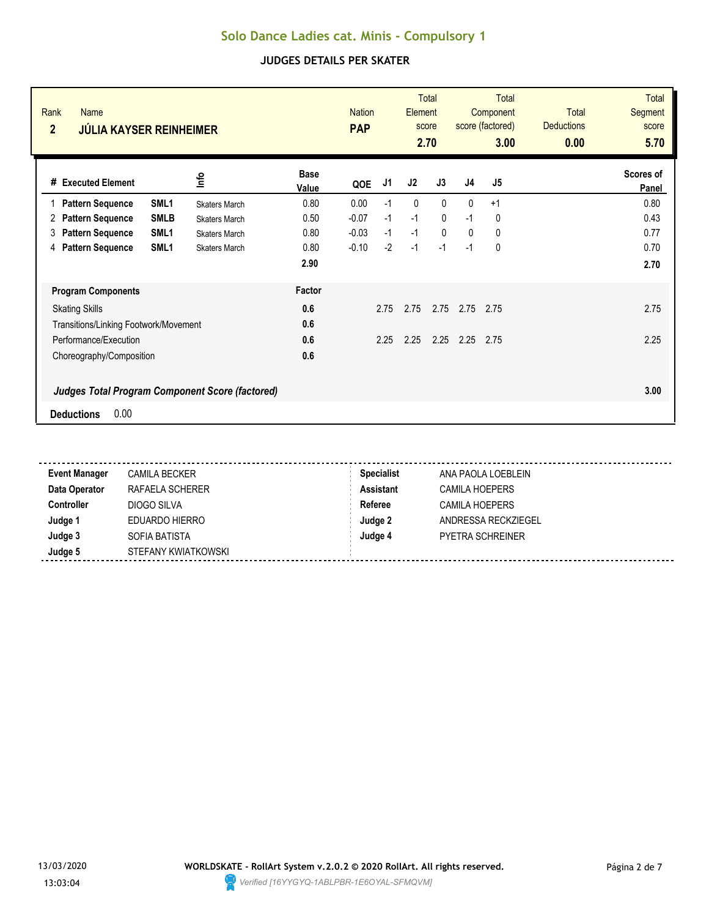# Solo Dance Ladies cat. Minis - Compulsory 1

## JUDGES DETAILS PER SKATER

| Rank | Name | Nation | Total Element score | Total Component score (factored) | Total Deductions | Total Segment score |
|---|---|---|---|---|---|---|
| 2 | JÚLIA KAYSER REINHEIMER | PAP | 2.70 | 3.00 | 0.00 | 5.70 |

| # | Executed Element | | Info | Base Value | QOE | J1 | J2 | J3 | J4 | J5 | Scores of Panel |
|---|---|---|---|---|---|---|---|---|---|---|---|
| 1 | Pattern Sequence | SML1 | Skaters March | 0.80 | 0.00 | -1 | 0 | 0 | 0 | +1 | 0.80 |
| 2 | Pattern Sequence | SMLB | Skaters March | 0.50 | -0.07 | -1 | -1 | 0 | -1 | 0 | 0.43 |
| 3 | Pattern Sequence | SML1 | Skaters March | 0.80 | -0.03 | -1 | -1 | 0 | 0 | 0 | 0.77 |
| 4 | Pattern Sequence | SML1 | Skaters March | 0.80 | -0.10 | -2 | -1 | -1 | -1 | 0 | 0.70 |
| | | | | 2.90 | | | | | | | 2.70 |

| Program Components | Factor | J1 | J2 | J3 | J4 | J5 | |
|---|---|---|---|---|---|---|---|
| Skating Skills | 0.6 | 2.75 | 2.75 | 2.75 | 2.75 | 2.75 | 2.75 |
| Transitions/Linking Footwork/Movement | 0.6 | | | | | | |
| Performance/Execution | 0.6 | 2.25 | 2.25 | 2.25 | 2.25 | 2.75 | 2.25 |
| Choreography/Composition | 0.6 | | | | | | |

***Judges Total Program Component Score (factored)*** **3.00**

**Deductions** 0.00

| | | | |
|---|---|---|---|
| **Event Manager** | CAMILA BECKER | **Specialist** | ANA PAOLA LOEBLEIN |
| **Data Operator** | RAFAELA SCHERER | **Assistant** | CAMILA HOEPERS |
| **Controller** | DIOGO SILVA | **Referee** | CAMILA HOEPERS |
| **Judge 1** | EDUARDO HIERRO | **Judge 2** | ANDRESSA RECKZIEGEL |
| **Judge 3** | SOFIA BATISTA | **Judge 4** | PYETRA SCHREINER |
| **Judge 5** | STEFANY KWIATKOWSKI | | |

13/03/2020 13:03:04

**WORLDSKATE - RollArt System v.2.0.2 © 2020 RollArt. All rights reserved.**

*Verified [16YYGYQ-1ABLPBR-1E6OYAL-SFMQVM]*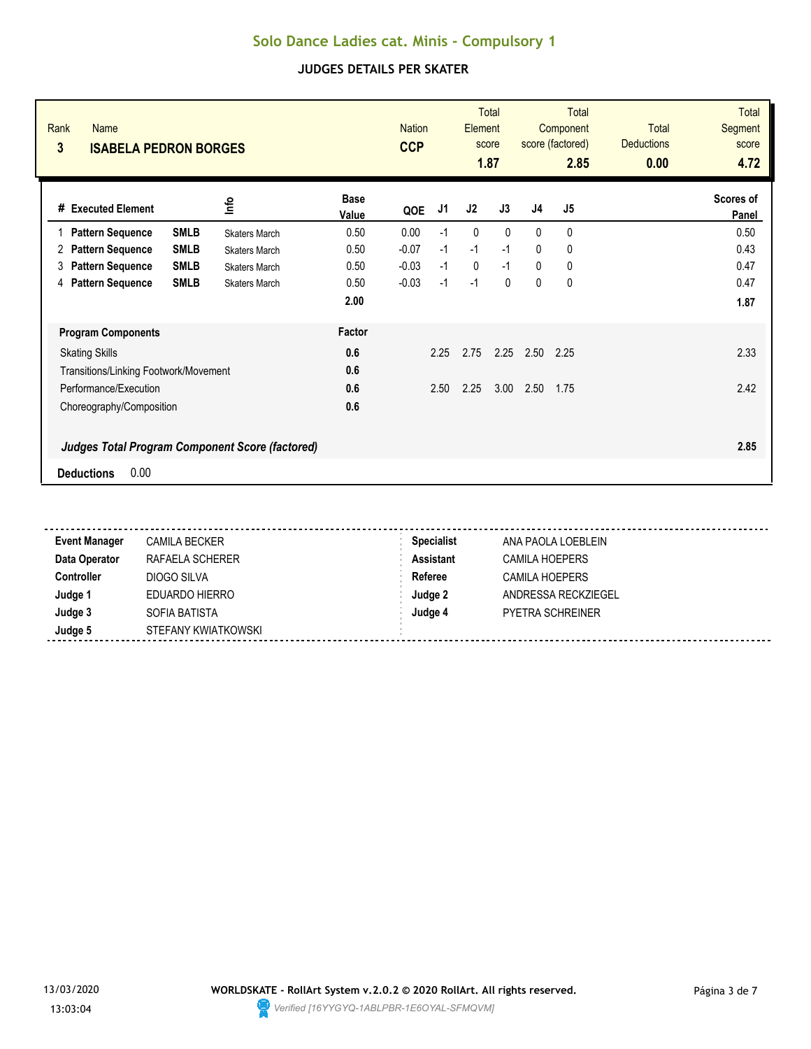# Solo Dance Ladies cat. Minis - Compulsory 1

## JUDGES DETAILS PER SKATER

| Rank | Name | Nation | Total Element score | Total Component score (factored) | Total Deductions | Total Segment score |
|---|---|---|---|---|---|---|
| 3 | **ISABELA PEDRON BORGES** | **CCP** | **1.87** | **2.85** | **0.00** | **4.72** |

| # | Executed Element | | Info | Base Value | QOE | J1 | J2 | J3 | J4 | J5 | Scores of Panel |
|---|---|---|---|---|---|---|---|---|---|---|---|
| 1 | **Pattern Sequence** | **SMLB** | Skaters March | 0.50 | 0.00 | -1 | 0 | 0 | 0 | 0 | 0.50 |
| 2 | **Pattern Sequence** | **SMLB** | Skaters March | 0.50 | -0.07 | -1 | -1 | -1 | 0 | 0 | 0.43 |
| 3 | **Pattern Sequence** | **SMLB** | Skaters March | 0.50 | -0.03 | -1 | 0 | -1 | 0 | 0 | 0.47 |
| 4 | **Pattern Sequence** | **SMLB** | Skaters March | 0.50 | -0.03 | -1 | -1 | 0 | 0 | 0 | 0.47 |
| | | | | **2.00** | | | | | | | **1.87** |

| Program Components | Factor | J1 | J2 | J3 | J4 | J5 | |
|---|---|---|---|---|---|---|---|
| Skating Skills | **0.6** | 2.25 | 2.75 | 2.25 | 2.50 | 2.25 | 2.33 |
| Transitions/Linking Footwork/Movement | **0.6** | | | | | | |
| Performance/Execution | **0.6** | 2.50 | 2.25 | 3.00 | 2.50 | 1.75 | 2.42 |
| Choreography/Composition | **0.6** | | | | | | |
| ***Judges Total Program Component Score (factored)*** | | | | | | | **2.85** |

**Deductions** 0.00

| | | | |
|---|---|---|---|
| **Event Manager** | CAMILA BECKER | **Specialist** | ANA PAOLA LOEBLEIN |
| **Data Operator** | RAFAELA SCHERER | **Assistant** | CAMILA HOEPERS |
| **Controller** | DIOGO SILVA | **Referee** | CAMILA HOEPERS |
| **Judge 1** | EDUARDO HIERRO | **Judge 2** | ANDRESSA RECKZIEGEL |
| **Judge 3** | SOFIA BATISTA | **Judge 4** | PYETRA SCHREINER |
| **Judge 5** | STEFANY KWIATKOWSKI | | |

13/03/2020 13:03:04

**WORLDSKATE - RollArt System v.2.0.2 © 2020 RollArt. All rights reserved.**

*Verified [16YYGYQ-1ABLPBR-1E6OYAL-SFMQVM]*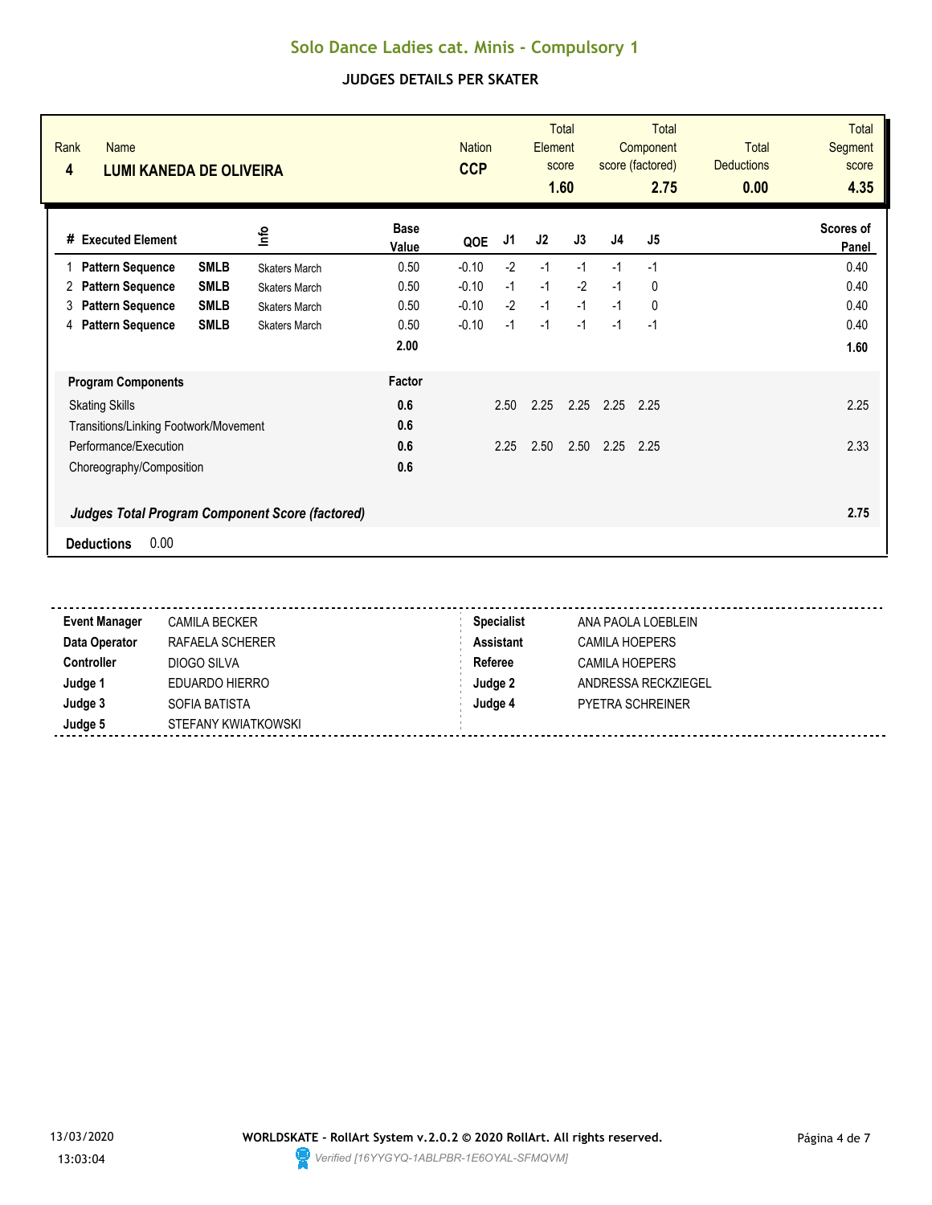# Solo Dance Ladies cat. Minis - Compulsory 1

## JUDGES DETAILS PER SKATER

| Rank | Name | Nation | Total Element score | Total Component score (factored) | Total Deductions | Total Segment score |
|---|---|---|---|---|---|---|
| 4 | **LUMI KANEDA DE OLIVEIRA** | **CCP** | **1.60** | **2.75** | **0.00** | **4.35** |

| # | Executed Element | | Info | Base Value | QOE | J1 | J2 | J3 | J4 | J5 | Scores of Panel |
|---|---|---|---|---|---|---|---|---|---|---|---|
| 1 | **Pattern Sequence** | **SMLB** | Skaters March | 0.50 | -0.10 | -2 | -1 | -1 | -1 | -1 | 0.40 |
| 2 | **Pattern Sequence** | **SMLB** | Skaters March | 0.50 | -0.10 | -1 | -1 | -2 | -1 | 0 | 0.40 |
| 3 | **Pattern Sequence** | **SMLB** | Skaters March | 0.50 | -0.10 | -2 | -1 | -1 | -1 | 0 | 0.40 |
| 4 | **Pattern Sequence** | **SMLB** | Skaters March | 0.50 | -0.10 | -1 | -1 | -1 | -1 | -1 | 0.40 |
| | | | | **2.00** | | | | | | | **1.60** |

| **Program Components** | **Factor** | J1 | J2 | J3 | J4 | J5 | |
|---|---|---|---|---|---|---|---|
| Skating Skills | **0.6** | 2.50 | 2.25 | 2.25 | 2.25 | 2.25 | 2.25 |
| Transitions/Linking Footwork/Movement | **0.6** | | | | | | |
| Performance/Execution | **0.6** | 2.25 | 2.50 | 2.50 | 2.25 | 2.25 | 2.33 |
| Choreography/Composition | **0.6** | | | | | | |

***Judges Total Program Component Score (factored)*** **2.75**

**Deductions** 0.00

| | | | |
|---|---|---|---|
| **Event Manager** | CAMILA BECKER | **Specialist** | ANA PAOLA LOEBLEIN |
| **Data Operator** | RAFAELA SCHERER | **Assistant** | CAMILA HOEPERS |
| **Controller** | DIOGO SILVA | **Referee** | CAMILA HOEPERS |
| **Judge 1** | EDUARDO HIERRO | **Judge 2** | ANDRESSA RECKZIEGEL |
| **Judge 3** | SOFIA BATISTA | **Judge 4** | PYETRA SCHREINER |
| **Judge 5** | STEFANY KWIATKOWSKI | | |

13/03/2020 13:03:04

**WORLDSKATE - RollArt System v.2.0.2 © 2020 RollArt. All rights reserved.**

*Verified [16YYGYQ-1ABLPBR-1E6OYAL-SFMQVM]*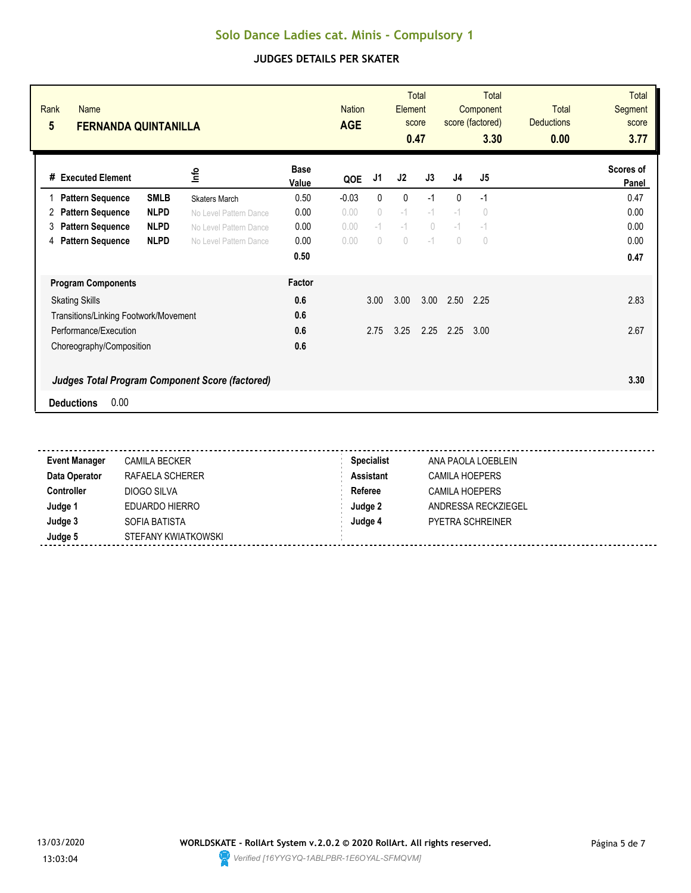# Solo Dance Ladies cat. Minis - Compulsory 1

## JUDGES DETAILS PER SKATER

| Rank | Name | Nation | Total Element score | Total Component score (factored) | Total Deductions | Total Segment score |
|---|---|---|---|---|---|---|
| 5 | FERNANDA QUINTANILLA | AGE | 0.47 | 3.30 | 0.00 | 3.77 |

| # | Executed Element | | Info | Base Value | QOE | J1 | J2 | J3 | J4 | J5 | Scores of Panel |
|---|---|---|---|---|---|---|---|---|---|---|---|
| 1 | Pattern Sequence | SMLB | Skaters March | 0.50 | -0.03 | 0 | 0 | -1 | 0 | -1 | 0.47 |
| 2 | Pattern Sequence | NLPD | No Level Pattern Dance | 0.00 | 0.00 | 0 | -1 | -1 | -1 | 0 | 0.00 |
| 3 | Pattern Sequence | NLPD | No Level Pattern Dance | 0.00 | 0.00 | -1 | -1 | 0 | -1 | -1 | 0.00 |
| 4 | Pattern Sequence | NLPD | No Level Pattern Dance | 0.00 | 0.00 | 0 | 0 | -1 | 0 | 0 | 0.00 |
| | | | | 0.50 | | | | | | | 0.47 |

| Program Components | Factor | J1 | J2 | J3 | J4 | J5 | |
|---|---|---|---|---|---|---|---|
| Skating Skills | 0.6 | 3.00 | 3.00 | 3.00 | 2.50 | 2.25 | 2.83 |
| Transitions/Linking Footwork/Movement | 0.6 | | | | | | |
| Performance/Execution | 0.6 | 2.75 | 3.25 | 2.25 | 2.25 | 3.00 | 2.67 |
| Choreography/Composition | 0.6 | | | | | | |
| *Judges Total Program Component Score (factored)* | | | | | | | 3.30 |

**Deductions** 0.00

| | | | |
|---|---|---|---|
| **Event Manager** | CAMILA BECKER | **Specialist** | ANA PAOLA LOEBLEIN |
| **Data Operator** | RAFAELA SCHERER | **Assistant** | CAMILA HOEPERS |
| **Controller** | DIOGO SILVA | **Referee** | CAMILA HOEPERS |
| **Judge 1** | EDUARDO HIERRO | **Judge 2** | ANDRESSA RECKZIEGEL |
| **Judge 3** | SOFIA BATISTA | **Judge 4** | PYETRA SCHREINER |
| **Judge 5** | STEFANY KWIATKOWSKI | | |

13/03/2020 13:03:04

**WORLDSKATE - RollArt System v.2.0.2 © 2020 RollArt. All rights reserved.**
*Verified [16YYGYQ-1ABLPBR-1E6OYAL-SFMQVM]*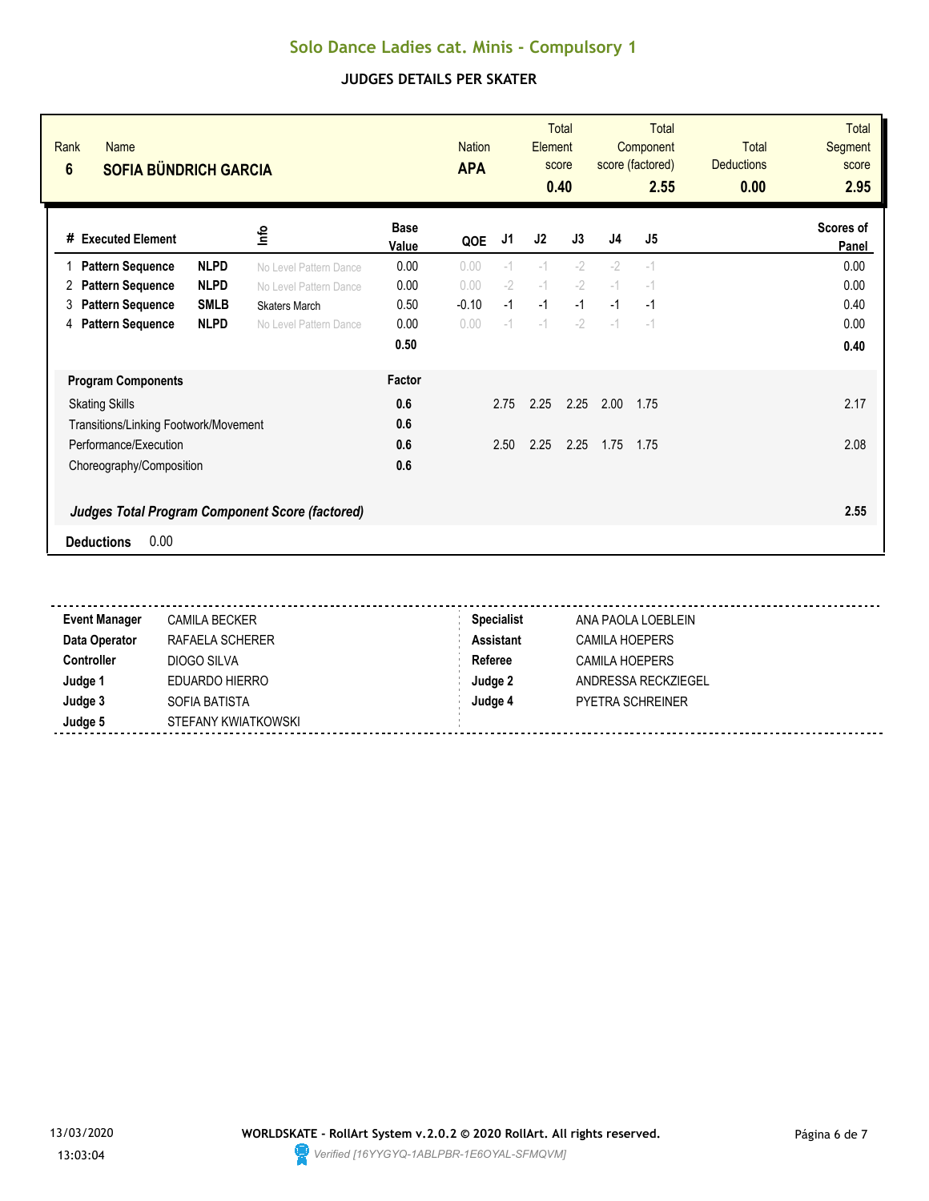# Solo Dance Ladies cat. Minis - Compulsory 1

## JUDGES DETAILS PER SKATER

| Rank | Name | Nation | Total Element score | Total Component score (factored) | Total Deductions | Total Segment score |
|---|---|---|---|---|---|---|
| 6 | **SOFIA BÜNDRICH GARCIA** | **APA** | **0.40** | **2.55** | **0.00** | **2.95** |

| # | Executed Element | | Info | Base Value | QOE | J1 | J2 | J3 | J4 | J5 | Scores of Panel |
|---|---|---|---|---|---|---|---|---|---|---|---|
| 1 | **Pattern Sequence** | **NLPD** | No Level Pattern Dance | 0.00 | 0.00 | -1 | -1 | -2 | -2 | -1 | 0.00 |
| 2 | **Pattern Sequence** | **NLPD** | No Level Pattern Dance | 0.00 | 0.00 | -2 | -1 | -2 | -1 | -1 | 0.00 |
| 3 | **Pattern Sequence** | **SMLB** | Skaters March | 0.50 | -0.10 | -1 | -1 | -1 | -1 | -1 | 0.40 |
| 4 | **Pattern Sequence** | **NLPD** | No Level Pattern Dance | 0.00 | 0.00 | -1 | -1 | -2 | -1 | -1 | 0.00 |
| | | | | **0.50** | | | | | | | **0.40** |

| **Program Components** | **Factor** | J1 | J2 | J3 | J4 | J5 | |
|---|---|---|---|---|---|---|---|
| Skating Skills | **0.6** | 2.75 | 2.25 | 2.25 | 2.00 | 1.75 | 2.17 |
| Transitions/Linking Footwork/Movement | **0.6** | | | | | | |
| Performance/Execution | **0.6** | 2.50 | 2.25 | 2.25 | 1.75 | 1.75 | 2.08 |
| Choreography/Composition | **0.6** | | | | | | |
| ***Judges Total Program Component Score (factored)*** | | | | | | | **2.55** |

**Deductions** 0.00

| | | | |
|---|---|---|---|
| **Event Manager** | CAMILA BECKER | **Specialist** | ANA PAOLA LOEBLEIN |
| **Data Operator** | RAFAELA SCHERER | **Assistant** | CAMILA HOEPERS |
| **Controller** | DIOGO SILVA | **Referee** | CAMILA HOEPERS |
| **Judge 1** | EDUARDO HIERRO | **Judge 2** | ANDRESSA RECKZIEGEL |
| **Judge 3** | SOFIA BATISTA | **Judge 4** | PYETRA SCHREINER |
| **Judge 5** | STEFANY KWIATKOWSKI | | |

13/03/2020 13:03:04

**WORLDSKATE - RollArt System v.2.0.2 © 2020 RollArt. All rights reserved.**

*Verified [16YYGYQ-1ABLPBR-1E6OYAL-SFMQVM]*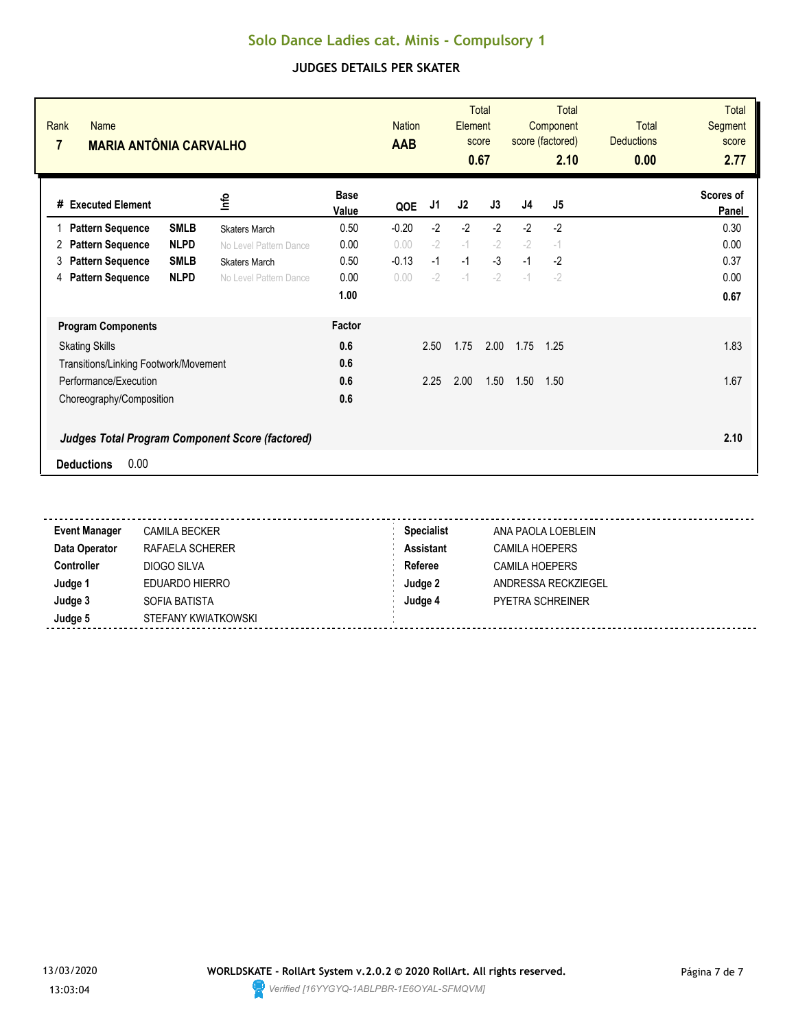# Solo Dance Ladies cat. Minis - Compulsory 1

## JUDGES DETAILS PER SKATER

| Rank | Name | Nation | Total Element score | Total Component score (factored) | Total Deductions | Total Segment score |
|---|---|---|---|---|---|---|
| 7 | MARIA ANTÔNIA CARVALHO | AAB | 0.67 | 2.10 | 0.00 | 2.77 |

| # | Executed Element | | Info | Base Value | QOE | J1 | J2 | J3 | J4 | J5 | Scores of Panel |
|---|---|---|---|---|---|---|---|---|---|---|---|
| 1 | Pattern Sequence | SMLB | Skaters March | 0.50 | -0.20 | -2 | -2 | -2 | -2 | -2 | 0.30 |
| 2 | Pattern Sequence | NLPD | No Level Pattern Dance | 0.00 | 0.00 | -2 | -1 | -2 | -2 | -1 | 0.00 |
| 3 | Pattern Sequence | SMLB | Skaters March | 0.50 | -0.13 | -1 | -1 | -3 | -1 | -2 | 0.37 |
| 4 | Pattern Sequence | NLPD | No Level Pattern Dance | 0.00 | 0.00 | -2 | -1 | -2 | -1 | -2 | 0.00 |
| | | | | 1.00 | | | | | | | 0.67 |

| Program Components | Factor | J1 | J2 | J3 | J4 | J5 | |
|---|---|---|---|---|---|---|---|
| Skating Skills | 0.6 | 2.50 | 1.75 | 2.00 | 1.75 | 1.25 | 1.83 |
| Transitions/Linking Footwork/Movement | 0.6 | | | | | | |
| Performance/Execution | 0.6 | 2.25 | 2.00 | 1.50 | 1.50 | 1.50 | 1.67 |
| Choreography/Composition | 0.6 | | | | | | |

***Judges Total Program Component Score (factored)*** **2.10**

**Deductions** 0.00

| | | | |
|---|---|---|---|
| **Event Manager** | CAMILA BECKER | **Specialist** | ANA PAOLA LOEBLEIN |
| **Data Operator** | RAFAELA SCHERER | **Assistant** | CAMILA HOEPERS |
| **Controller** | DIOGO SILVA | **Referee** | CAMILA HOEPERS |
| **Judge 1** | EDUARDO HIERRO | **Judge 2** | ANDRESSA RECKZIEGEL |
| **Judge 3** | SOFIA BATISTA | **Judge 4** | PYETRA SCHREINER |
| **Judge 5** | STEFANY KWIATKOWSKI | | |

13/03/2020 13:03:04

**WORLDSKATE - RollArt System v.2.0.2 © 2020 RollArt. All rights reserved.**

*Verified [16YYGYQ-1ABLPBR-1E6OYAL-SFMQVM]*